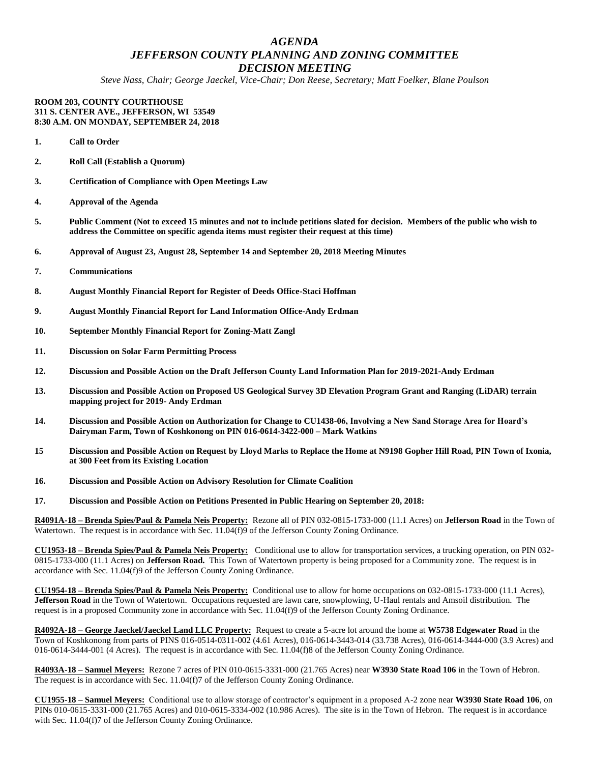# *AGENDA*
# *JEFFERSON COUNTY PLANNING AND ZONING COMMITTEE*
# *DECISION MEETING*

*Steve Nass, Chair; George Jaeckel, Vice-Chair; Don Reese, Secretary; Matt Foelker, Blane Poulson*

**ROOM 203, COUNTY COURTHOUSE**
**311 S. CENTER AVE., JEFFERSON, WI 53549**
**8:30 A.M. ON MONDAY, SEPTEMBER 24, 2018**

1. **Call to Order**

2. **Roll Call (Establish a Quorum)**

3. **Certification of Compliance with Open Meetings Law**

4. **Approval of the Agenda**

5. **Public Comment (Not to exceed 15 minutes and not to include petitions slated for decision. Members of the public who wish to address the Committee on specific agenda items must register their request at this time)**

6. **Approval of August 23, August 28, September 14 and September 20, 2018 Meeting Minutes**

7. **Communications**

8. **August Monthly Financial Report for Register of Deeds Office-Staci Hoffman**

9. **August Monthly Financial Report for Land Information Office-Andy Erdman**

10. **September Monthly Financial Report for Zoning-Matt Zangl**

11. **Discussion on Solar Farm Permitting Process**

12. **Discussion and Possible Action on the Draft Jefferson County Land Information Plan for 2019-2021-Andy Erdman**

13. **Discussion and Possible Action on Proposed US Geological Survey 3D Elevation Program Grant and Ranging (LiDAR) terrain mapping project for 2019- Andy Erdman**

14. **Discussion and Possible Action on Authorization for Change to CU1438-06, Involving a New Sand Storage Area for Hoard's Dairyman Farm, Town of Koshkonong on PIN 016-0614-3422-000 – Mark Watkins**

15. **Discussion and Possible Action on Request by Lloyd Marks to Replace the Home at N9198 Gopher Hill Road, PIN Town of Ixonia, at 300 Feet from its Existing Location**

16. **Discussion and Possible Action on Advisory Resolution for Climate Coalition**

17. **Discussion and Possible Action on Petitions Presented in Public Hearing on September 20, 2018:**

**R4091A-18 – Brenda Spies/Paul & Pamela Neis Property:** Rezone all of PIN 032-0815-1733-000 (11.1 Acres) on **Jefferson Road** in the Town of Watertown. The request is in accordance with Sec. 11.04(f)9 of the Jefferson County Zoning Ordinance.

**CU1953-18 – Brenda Spies/Paul & Pamela Neis Property:** Conditional use to allow for transportation services, a trucking operation, on PIN 032-0815-1733-000 (11.1 Acres) on **Jefferson Road.** This Town of Watertown property is being proposed for a Community zone. The request is in accordance with Sec. 11.04(f)9 of the Jefferson County Zoning Ordinance.

**CU1954-18 – Brenda Spies/Paul & Pamela Neis Property:** Conditional use to allow for home occupations on 032-0815-1733-000 (11.1 Acres), **Jefferson Road** in the Town of Watertown. Occupations requested are lawn care, snowplowing, U-Haul rentals and Amsoil distribution. The request is in a proposed Community zone in accordance with Sec. 11.04(f)9 of the Jefferson County Zoning Ordinance.

**R4092A-18 – George Jaeckel/Jaeckel Land LLC Property:** Request to create a 5-acre lot around the home at **W5738 Edgewater Road** in the Town of Koshkonong from parts of PINS 016-0514-0311-002 (4.61 Acres), 016-0614-3443-014 (33.738 Acres), 016-0614-3444-000 (3.9 Acres) and 016-0614-3444-001 (4 Acres). The request is in accordance with Sec. 11.04(f)8 of the Jefferson County Zoning Ordinance.

**R4093A-18 – Samuel Meyers:** Rezone 7 acres of PIN 010-0615-3331-000 (21.765 Acres) near **W3930 State Road 106** in the Town of Hebron. The request is in accordance with Sec. 11.04(f)7 of the Jefferson County Zoning Ordinance.

**CU1955-18 – Samuel Meyers:** Conditional use to allow storage of contractor's equipment in a proposed A-2 zone near **W3930 State Road 106**, on PINs 010-0615-3331-000 (21.765 Acres) and 010-0615-3334-002 (10.986 Acres). The site is in the Town of Hebron. The request is in accordance with Sec. 11.04(f)7 of the Jefferson County Zoning Ordinance.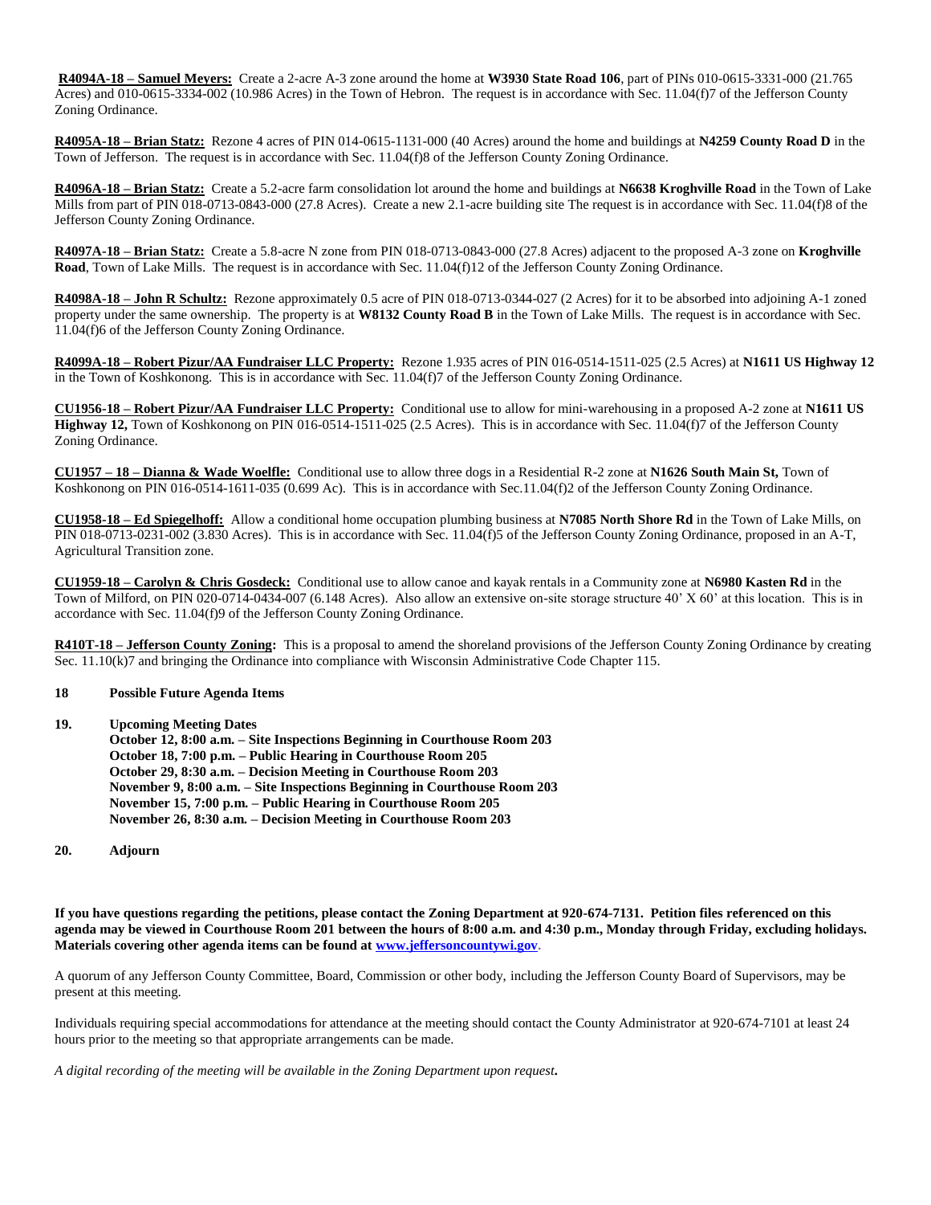**R4094A-18 – Samuel Meyers:** Create a 2-acre A-3 zone around the home at **W3930 State Road 106**, part of PINs 010-0615-3331-000 (21.765 Acres) and 010-0615-3334-002 (10.986 Acres) in the Town of Hebron. The request is in accordance with Sec. 11.04(f)7 of the Jefferson County Zoning Ordinance.

**R4095A-18 – Brian Statz:** Rezone 4 acres of PIN 014-0615-1131-000 (40 Acres) around the home and buildings at **N4259 County Road D** in the Town of Jefferson. The request is in accordance with Sec. 11.04(f)8 of the Jefferson County Zoning Ordinance.

**R4096A-18 – Brian Statz:** Create a 5.2-acre farm consolidation lot around the home and buildings at **N6638 Kroghville Road** in the Town of Lake Mills from part of PIN 018-0713-0843-000 (27.8 Acres). Create a new 2.1-acre building site The request is in accordance with Sec. 11.04(f)8 of the Jefferson County Zoning Ordinance.

**R4097A-18 – Brian Statz:** Create a 5.8-acre N zone from PIN 018-0713-0843-000 (27.8 Acres) adjacent to the proposed A-3 zone on **Kroghville Road**, Town of Lake Mills. The request is in accordance with Sec. 11.04(f)12 of the Jefferson County Zoning Ordinance.

**R4098A-18 – John R Schultz:** Rezone approximately 0.5 acre of PIN 018-0713-0344-027 (2 Acres) for it to be absorbed into adjoining A-1 zoned property under the same ownership. The property is at **W8132 County Road B** in the Town of Lake Mills. The request is in accordance with Sec. 11.04(f)6 of the Jefferson County Zoning Ordinance.

**R4099A-18 – Robert Pizur/AA Fundraiser LLC Property:** Rezone 1.935 acres of PIN 016-0514-1511-025 (2.5 Acres) at **N1611 US Highway 12** in the Town of Koshkonong. This is in accordance with Sec. 11.04(f)7 of the Jefferson County Zoning Ordinance.

**CU1956-18 – Robert Pizur/AA Fundraiser LLC Property:** Conditional use to allow for mini-warehousing in a proposed A-2 zone at **N1611 US Highway 12,** Town of Koshkonong on PIN 016-0514-1511-025 (2.5 Acres). This is in accordance with Sec. 11.04(f)7 of the Jefferson County Zoning Ordinance.

**CU1957 – 18 – Dianna & Wade Woelfle:** Conditional use to allow three dogs in a Residential R-2 zone at **N1626 South Main St,** Town of Koshkonong on PIN 016-0514-1611-035 (0.699 Ac). This is in accordance with Sec.11.04(f)2 of the Jefferson County Zoning Ordinance.

**CU1958-18 – Ed Spiegelhoff:** Allow a conditional home occupation plumbing business at **N7085 North Shore Rd** in the Town of Lake Mills, on PIN 018-0713-0231-002 (3.830 Acres). This is in accordance with Sec. 11.04(f)5 of the Jefferson County Zoning Ordinance, proposed in an A-T, Agricultural Transition zone.

**CU1959-18 – Carolyn & Chris Gosdeck:** Conditional use to allow canoe and kayak rentals in a Community zone at **N6980 Kasten Rd** in the Town of Milford, on PIN 020-0714-0434-007 (6.148 Acres). Also allow an extensive on-site storage structure 40' X 60' at this location. This is in accordance with Sec. 11.04(f)9 of the Jefferson County Zoning Ordinance.

**R410T-18 – Jefferson County Zoning:** This is a proposal to amend the shoreland provisions of the Jefferson County Zoning Ordinance by creating Sec. 11.10(k)7 and bringing the Ordinance into compliance with Wisconsin Administrative Code Chapter 115.

**18 Possible Future Agenda Items**

**19. Upcoming Meeting Dates**
**October 12, 8:00 a.m. – Site Inspections Beginning in Courthouse Room 203**
**October 18, 7:00 p.m. – Public Hearing in Courthouse Room 205**
**October 29, 8:30 a.m. – Decision Meeting in Courthouse Room 203**
**November 9, 8:00 a.m. – Site Inspections Beginning in Courthouse Room 203**
**November 15, 7:00 p.m. – Public Hearing in Courthouse Room 205**
**November 26, 8:30 a.m. – Decision Meeting in Courthouse Room 203**

**20. Adjourn**

**If you have questions regarding the petitions, please contact the Zoning Department at 920-674-7131. Petition files referenced on this agenda may be viewed in Courthouse Room 201 between the hours of 8:00 a.m. and 4:30 p.m., Monday through Friday, excluding holidays. Materials covering other agenda items can be found at www.jeffersoncountywi.gov.**

A quorum of any Jefferson County Committee, Board, Commission or other body, including the Jefferson County Board of Supervisors, may be present at this meeting.

Individuals requiring special accommodations for attendance at the meeting should contact the County Administrator at 920-674-7101 at least 24 hours prior to the meeting so that appropriate arrangements can be made.

*A digital recording of the meeting will be available in the Zoning Department upon request***.**